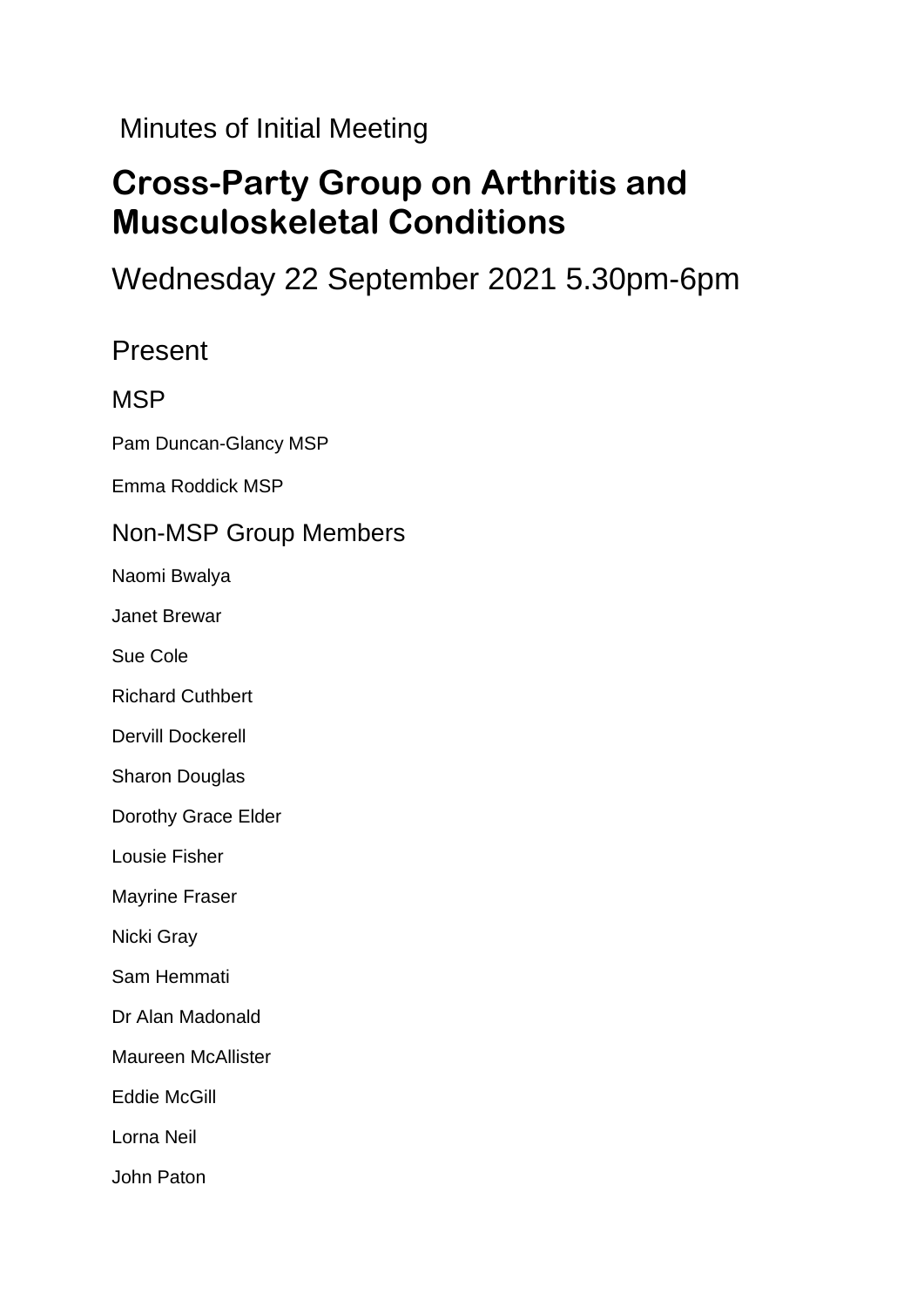Minutes of Initial Meeting

# Cross-Party Group on Arthritis and Musculoskeletal Conditions

## Wednesday 22 September 2021 5.30pm-6pm

## Present

### MSP

Pam Duncan-Glancy MSP

Emma Roddick MSP

### Non-MSP Group Members

Naomi Bwalya

Janet Brewar

Sue Cole

Richard Cuthbert

Dervill Dockerell

Sharon Douglas

Dorothy Grace Elder

Lousie Fisher

Mayrine Fraser

Nicki Gray

Sam Hemmati

Dr Alan Madonald

Maureen McAllister

Eddie McGill

Lorna Neil

John Paton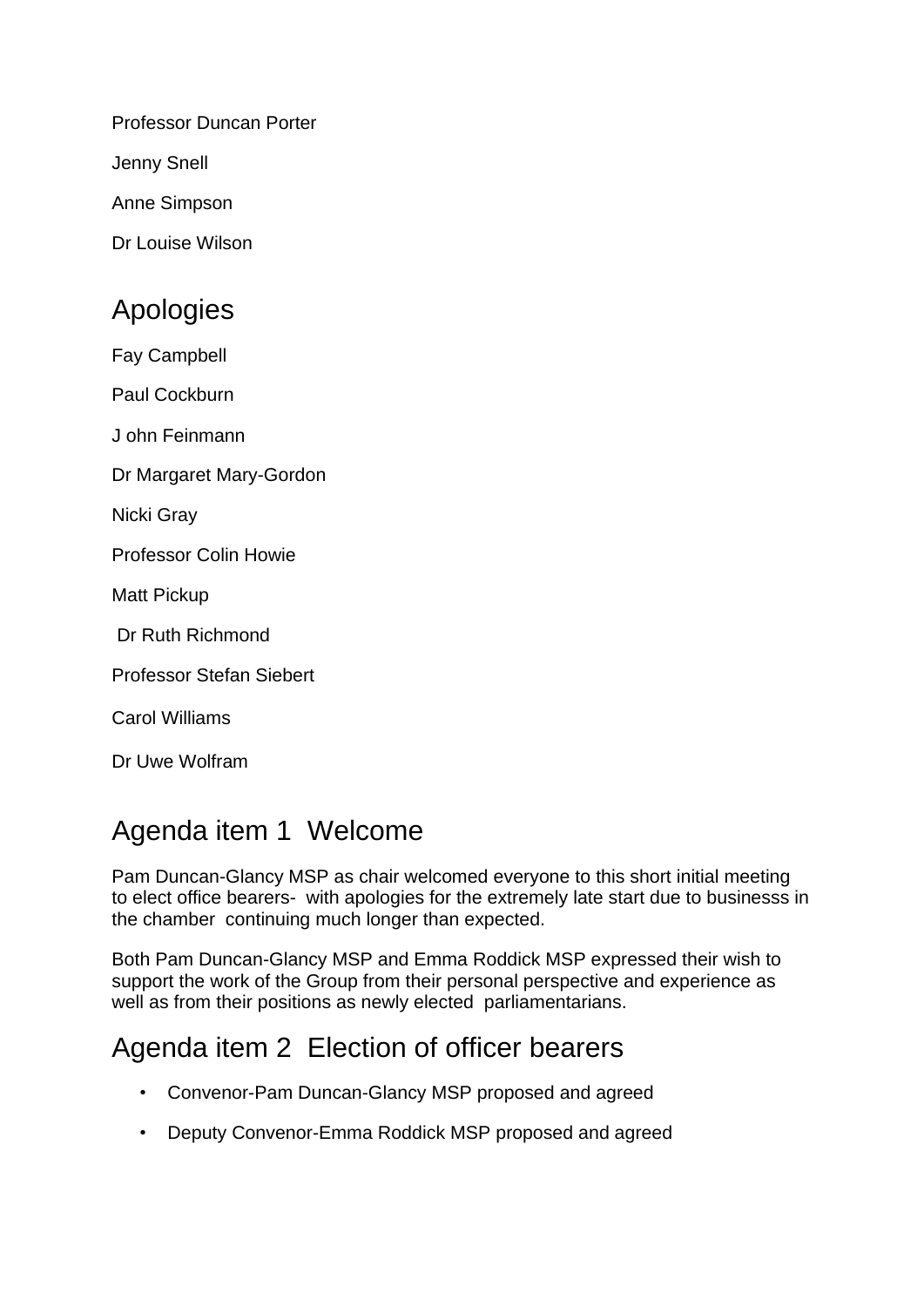Professor Duncan Porter

Jenny Snell

Anne Simpson

Dr Louise Wilson

## Apologies

Fay Campbell

Paul Cockburn

J ohn Feinmann

Dr Margaret Mary-Gordon

Nicki Gray

Professor Colin Howie

Matt Pickup

Dr Ruth Richmond

Professor Stefan Siebert

Carol Williams

Dr Uwe Wolfram

## Agenda item 1 Welcome

Pam Duncan-Glancy MSP as chair welcomed everyone to this short initial meeting to elect office bearers- with apologies for the extremely late start due to businesss in the chamber continuing much longer than expected.

Both Pam Duncan-Glancy MSP and Emma Roddick MSP expressed their wish to support the work of the Group from their personal perspective and experience as well as from their positions as newly elected parliamentarians.

## Agenda item 2 Election of officer bearers

- Convenor-Pam Duncan-Glancy MSP proposed and agreed
- Deputy Convenor-Emma Roddick MSP proposed and agreed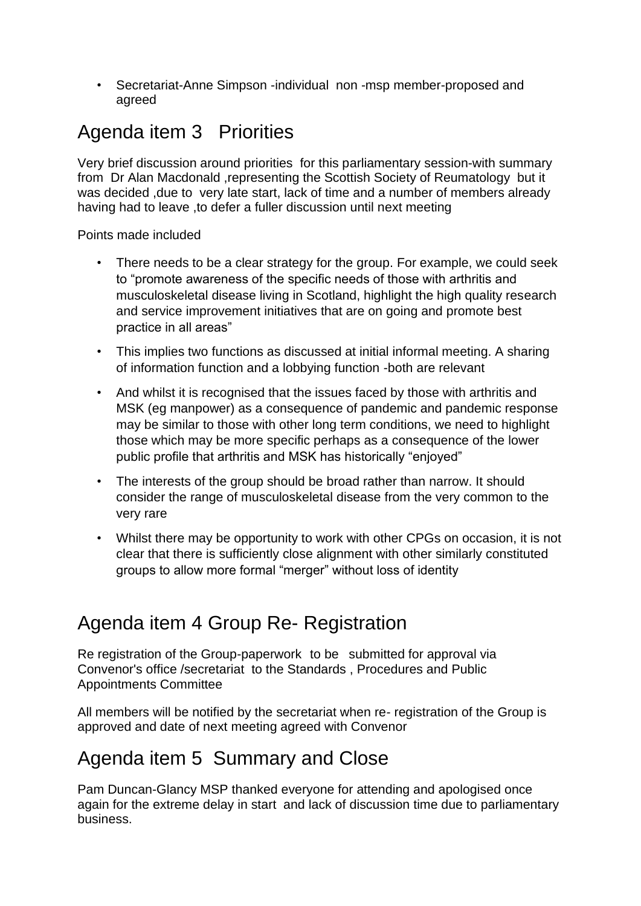- Secretariat-Anne Simpson -individual non -msp member-proposed and agreed

## Agenda item 3 Priorities

Very brief discussion around priorities for this parliamentary session-with summary from Dr Alan Macdonald ,representing the Scottish Society of Reumatology but it was decided ,due to very late start, lack of time and a number of members already having had to leave ,to defer a fuller discussion until next meeting

Points made included

- There needs to be a clear strategy for the group. For example, we could seek to "promote awareness of the specific needs of those with arthritis and musculoskeletal disease living in Scotland, highlight the high quality research and service improvement initiatives that are on going and promote best practice in all areas"
- This implies two functions as discussed at initial informal meeting. A sharing of information function and a lobbying function -both are relevant
- And whilst it is recognised that the issues faced by those with arthritis and MSK (eg manpower) as a consequence of pandemic and pandemic response may be similar to those with other long term conditions, we need to highlight those which may be more specific perhaps as a consequence of the lower public profile that arthritis and MSK has historically "enjoyed"
- The interests of the group should be broad rather than narrow. It should consider the range of musculoskeletal disease from the very common to the very rare
- Whilst there may be opportunity to work with other CPGs on occasion, it is not clear that there is sufficiently close alignment with other similarly constituted groups to allow more formal "merger" without loss of identity

## Agenda item 4 Group Re- Registration

Re registration of the Group-paperwork to be submitted for approval via Convenor's office /secretariat to the Standards , Procedures and Public Appointments Committee

All members will be notified by the secretariat when re- registration of the Group is approved and date of next meeting agreed with Convenor

## Agenda item 5 Summary and Close

Pam Duncan-Glancy MSP thanked everyone for attending and apologised once again for the extreme delay in start and lack of discussion time due to parliamentary business.